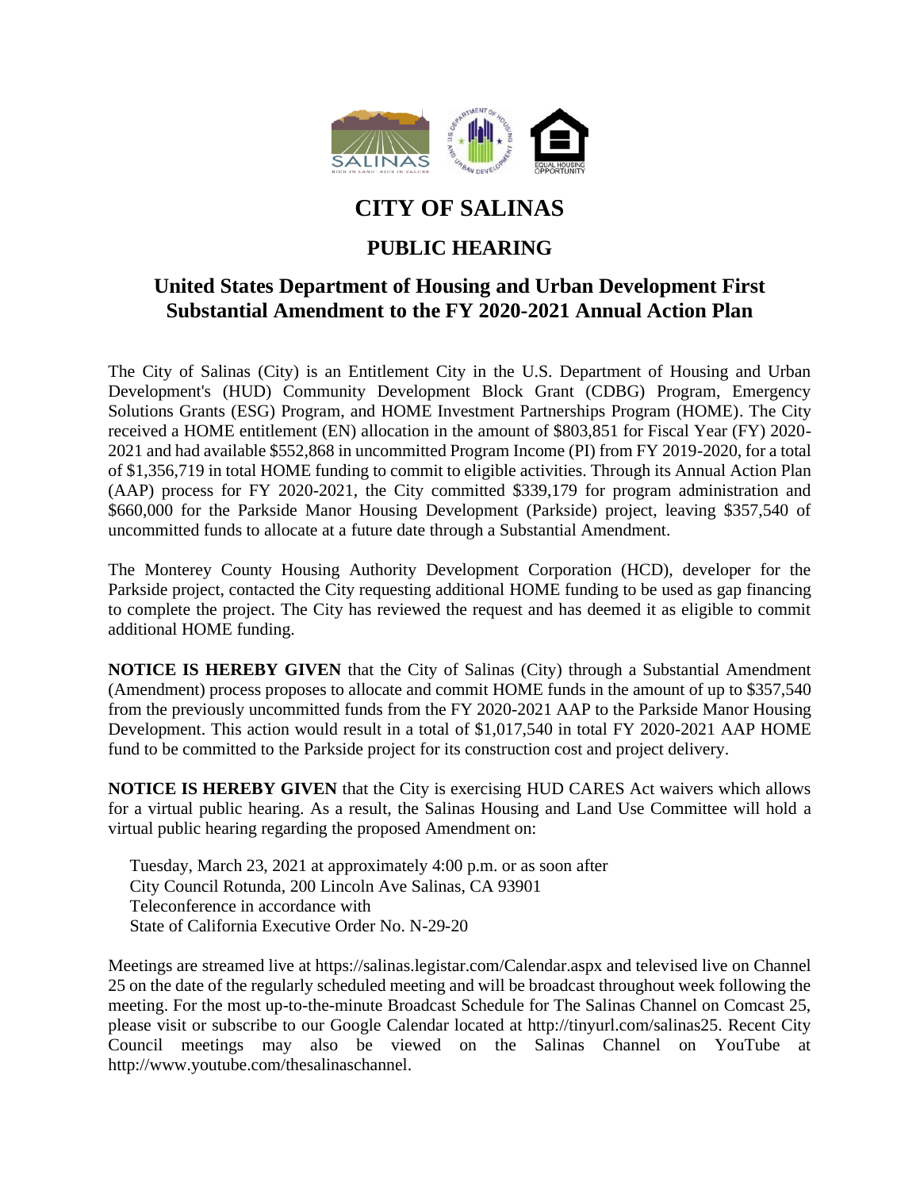# CITY OF SALINAS

## PUBLIC HEARING

### United States Department of Housing and Urban Development First Substantial Amendment to the FY 2020-2021 Annual Action Plan

The City of Salinas (City) is an Entitlement City in the U.S. Department of Housing and Urban Development's (HUD) Community Development Block Grant (CDBG) Program, Emergency Solutions Grants (ESG) Program, and HOME Investment Partnerships Program (HOME). The City received a HOME entitlement (EN) allocation in the amount of $803,851 for Fiscal Year (FY) 2020-2021 and had available $552,868 in uncommitted Program Income (PI) from FY 2019-2020, for a total of $1,356,719 in total HOME funding to commit to eligible activities. Through its Annual Action Plan (AAP) process for FY 2020-2021, the City committed $339,179 for program administration and $660,000 for the Parkside Manor Housing Development (Parkside) project, leaving $357,540 of uncommitted funds to allocate at a future date through a Substantial Amendment.

The Monterey County Housing Authority Development Corporation (HCD), developer for the Parkside project, contacted the City requesting additional HOME funding to be used as gap financing to complete the project. The City has reviewed the request and has deemed it as eligible to commit additional HOME funding.

**NOTICE IS HEREBY GIVEN** that the City of Salinas (City) through a Substantial Amendment (Amendment) process proposes to allocate and commit HOME funds in the amount of up to $357,540 from the previously uncommitted funds from the FY 2020-2021 AAP to the Parkside Manor Housing Development. This action would result in a total of $1,017,540 in total FY 2020-2021 AAP HOME fund to be committed to the Parkside project for its construction cost and project delivery.

**NOTICE IS HEREBY GIVEN** that the City is exercising HUD CARES Act waivers which allows for a virtual public hearing. As a result, the Salinas Housing and Land Use Committee will hold a virtual public hearing regarding the proposed Amendment on:

Tuesday, March 23, 2021 at approximately 4:00 p.m. or as soon after
City Council Rotunda, 200 Lincoln Ave Salinas, CA 93901
Teleconference in accordance with
State of California Executive Order No. N-29-20

Meetings are streamed live at https://salinas.legistar.com/Calendar.aspx and televised live on Channel 25 on the date of the regularly scheduled meeting and will be broadcast throughout week following the meeting. For the most up-to-the-minute Broadcast Schedule for The Salinas Channel on Comcast 25, please visit or subscribe to our Google Calendar located at http://tinyurl.com/salinas25. Recent City Council meetings may also be viewed on the Salinas Channel on YouTube at http://www.youtube.com/thesalinaschannel.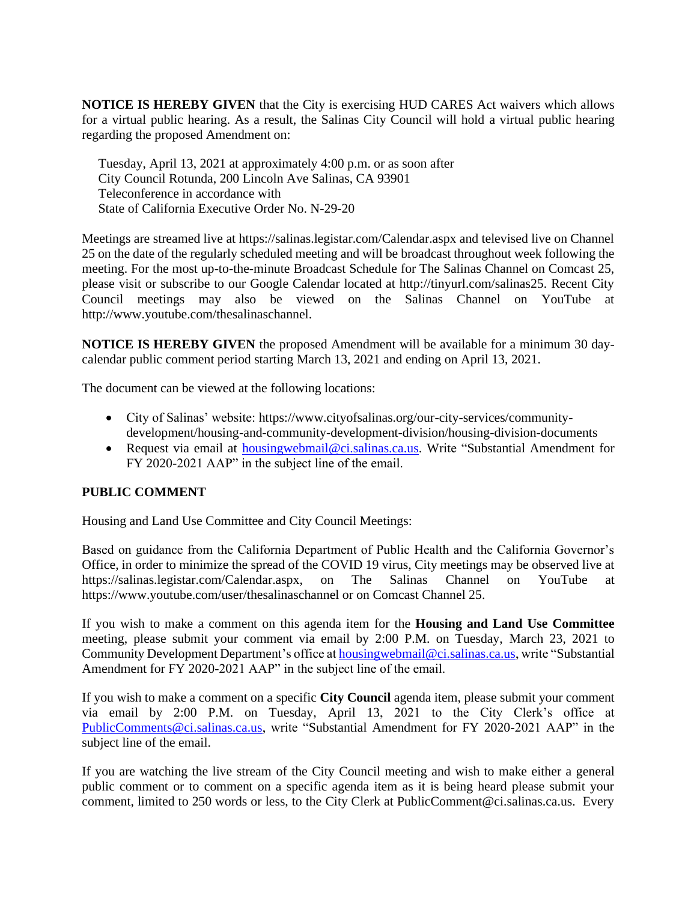**NOTICE IS HEREBY GIVEN** that the City is exercising HUD CARES Act waivers which allows for a virtual public hearing. As a result, the Salinas City Council will hold a virtual public hearing regarding the proposed Amendment on:

Tuesday, April 13, 2021 at approximately 4:00 p.m. or as soon after  
City Council Rotunda, 200 Lincoln Ave Salinas, CA 93901  
Teleconference in accordance with  
State of California Executive Order No. N-29-20

Meetings are streamed live at https://salinas.legistar.com/Calendar.aspx and televised live on Channel 25 on the date of the regularly scheduled meeting and will be broadcast throughout week following the meeting. For the most up-to-the-minute Broadcast Schedule for The Salinas Channel on Comcast 25, please visit or subscribe to our Google Calendar located at http://tinyurl.com/salinas25. Recent City Council meetings may also be viewed on the Salinas Channel on YouTube at http://www.youtube.com/thesalinaschannel.

**NOTICE IS HEREBY GIVEN** the proposed Amendment will be available for a minimum 30 day-calendar public comment period starting March 13, 2021 and ending on April 13, 2021.

The document can be viewed at the following locations:

- City of Salinas' website: https://www.cityofsalinas.org/our-city-services/community-development/housing-and-community-development-division/housing-division-documents
- Request via email at housingwebmail@ci.salinas.ca.us. Write "Substantial Amendment for FY 2020-2021 AAP" in the subject line of the email.

**PUBLIC COMMENT**

Housing and Land Use Committee and City Council Meetings:

Based on guidance from the California Department of Public Health and the California Governor's Office, in order to minimize the spread of the COVID 19 virus, City meetings may be observed live at https://salinas.legistar.com/Calendar.aspx, on The Salinas Channel on YouTube at https://www.youtube.com/user/thesalinaschannel or on Comcast Channel 25.

If you wish to make a comment on this agenda item for the **Housing and Land Use Committee** meeting, please submit your comment via email by 2:00 P.M. on Tuesday, March 23, 2021 to Community Development Department's office at housingwebmail@ci.salinas.ca.us, write "Substantial Amendment for FY 2020-2021 AAP" in the subject line of the email.

If you wish to make a comment on a specific **City Council** agenda item, please submit your comment via email by 2:00 P.M. on Tuesday, April 13, 2021 to the City Clerk's office at PublicComments@ci.salinas.ca.us, write "Substantial Amendment for FY 2020-2021 AAP" in the subject line of the email.

If you are watching the live stream of the City Council meeting and wish to make either a general public comment or to comment on a specific agenda item as it is being heard please submit your comment, limited to 250 words or less, to the City Clerk at PublicComment@ci.salinas.ca.us. Every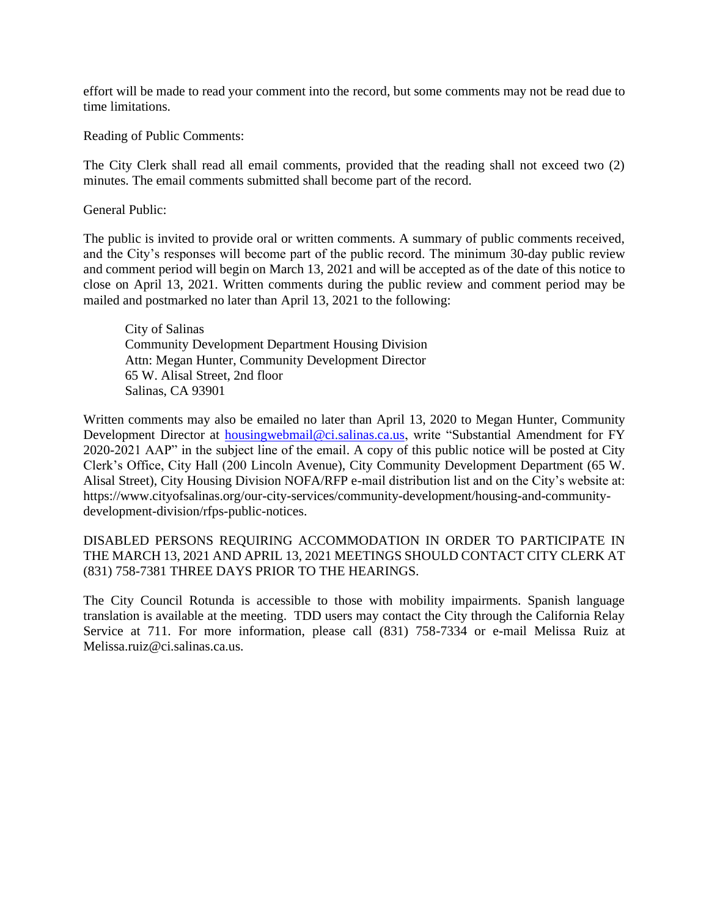effort will be made to read your comment into the record, but some comments may not be read due to time limitations.

Reading of Public Comments:

The City Clerk shall read all email comments, provided that the reading shall not exceed two (2) minutes. The email comments submitted shall become part of the record.

General Public:

The public is invited to provide oral or written comments. A summary of public comments received, and the City's responses will become part of the public record. The minimum 30-day public review and comment period will begin on March 13, 2021 and will be accepted as of the date of this notice to close on April 13, 2021. Written comments during the public review and comment period may be mailed and postmarked no later than April 13, 2021 to the following:

> City of Salinas
> Community Development Department Housing Division
> Attn: Megan Hunter, Community Development Director
> 65 W. Alisal Street, 2nd floor
> Salinas, CA 93901

Written comments may also be emailed no later than April 13, 2020 to Megan Hunter, Community Development Director at housingwebmail@ci.salinas.ca.us, write "Substantial Amendment for FY 2020-2021 AAP" in the subject line of the email. A copy of this public notice will be posted at City Clerk's Office, City Hall (200 Lincoln Avenue), City Community Development Department (65 W. Alisal Street), City Housing Division NOFA/RFP e-mail distribution list and on the City's website at: https://www.cityofsalinas.org/our-city-services/community-development/housing-and-community-development-division/rfps-public-notices.

DISABLED PERSONS REQUIRING ACCOMMODATION IN ORDER TO PARTICIPATE IN THE MARCH 13, 2021 AND APRIL 13, 2021 MEETINGS SHOULD CONTACT CITY CLERK AT (831) 758-7381 THREE DAYS PRIOR TO THE HEARINGS.

The City Council Rotunda is accessible to those with mobility impairments. Spanish language translation is available at the meeting. TDD users may contact the City through the California Relay Service at 711. For more information, please call (831) 758-7334 or e-mail Melissa Ruiz at Melissa.ruiz@ci.salinas.ca.us.